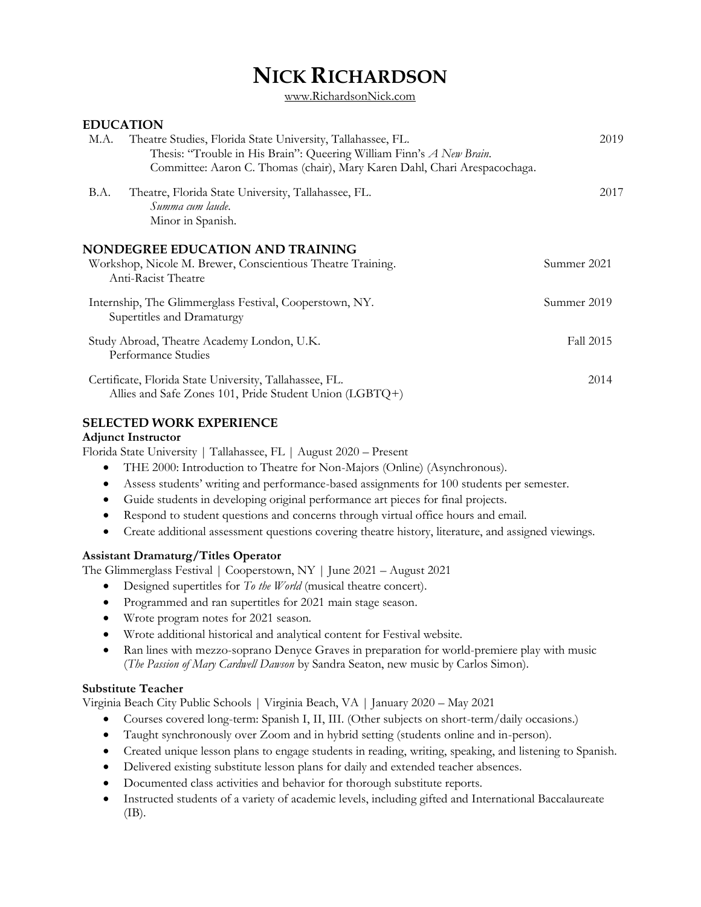# NICK RICHARDSON

www.RichardsonNick.com

## EDUCATION

M.A. Theatre Studies, Florida State University, Tallahassee, FL. 2019
Thesis: "Trouble in His Brain": Queering William Finn's *A New Brain*.
Committee: Aaron C. Thomas (chair), Mary Karen Dahl, Chari Arespacochaga.

B.A. Theatre, Florida State University, Tallahassee, FL. 2017
*Summa cum laude*.
Minor in Spanish.

## NONDEGREE EDUCATION AND TRAINING

Workshop, Nicole M. Brewer, Conscientious Theatre Training. Summer 2021
Anti-Racist Theatre

Internship, The Glimmerglass Festival, Cooperstown, NY. Summer 2019
Supertitles and Dramaturgy

Study Abroad, Theatre Academy London, U.K. Fall 2015
Performance Studies

Certificate, Florida State University, Tallahassee, FL. 2014
Allies and Safe Zones 101, Pride Student Union (LGBTQ+)

## SELECTED WORK EXPERIENCE

### Adjunct Instructor

Florida State University | Tallahassee, FL | August 2020 – Present

- THE 2000: Introduction to Theatre for Non-Majors (Online) (Asynchronous).
- Assess students' writing and performance-based assignments for 100 students per semester.
- Guide students in developing original performance art pieces for final projects.
- Respond to student questions and concerns through virtual office hours and email.
- Create additional assessment questions covering theatre history, literature, and assigned viewings.

### Assistant Dramaturg/Titles Operator

The Glimmerglass Festival | Cooperstown, NY | June 2021 – August 2021

- Designed supertitles for *To the World* (musical theatre concert).
- Programmed and ran supertitles for 2021 main stage season.
- Wrote program notes for 2021 season.
- Wrote additional historical and analytical content for Festival website.
- Ran lines with mezzo-soprano Denyce Graves in preparation for world-premiere play with music (*The Passion of Mary Cardwell Dawson* by Sandra Seaton, new music by Carlos Simon).

### Substitute Teacher

Virginia Beach City Public Schools | Virginia Beach, VA | January 2020 – May 2021

- Courses covered long-term: Spanish I, II, III. (Other subjects on short-term/daily occasions.)
- Taught synchronously over Zoom and in hybrid setting (students online and in-person).
- Created unique lesson plans to engage students in reading, writing, speaking, and listening to Spanish.
- Delivered existing substitute lesson plans for daily and extended teacher absences.
- Documented class activities and behavior for thorough substitute reports.
- Instructed students of a variety of academic levels, including gifted and International Baccalaureate (IB).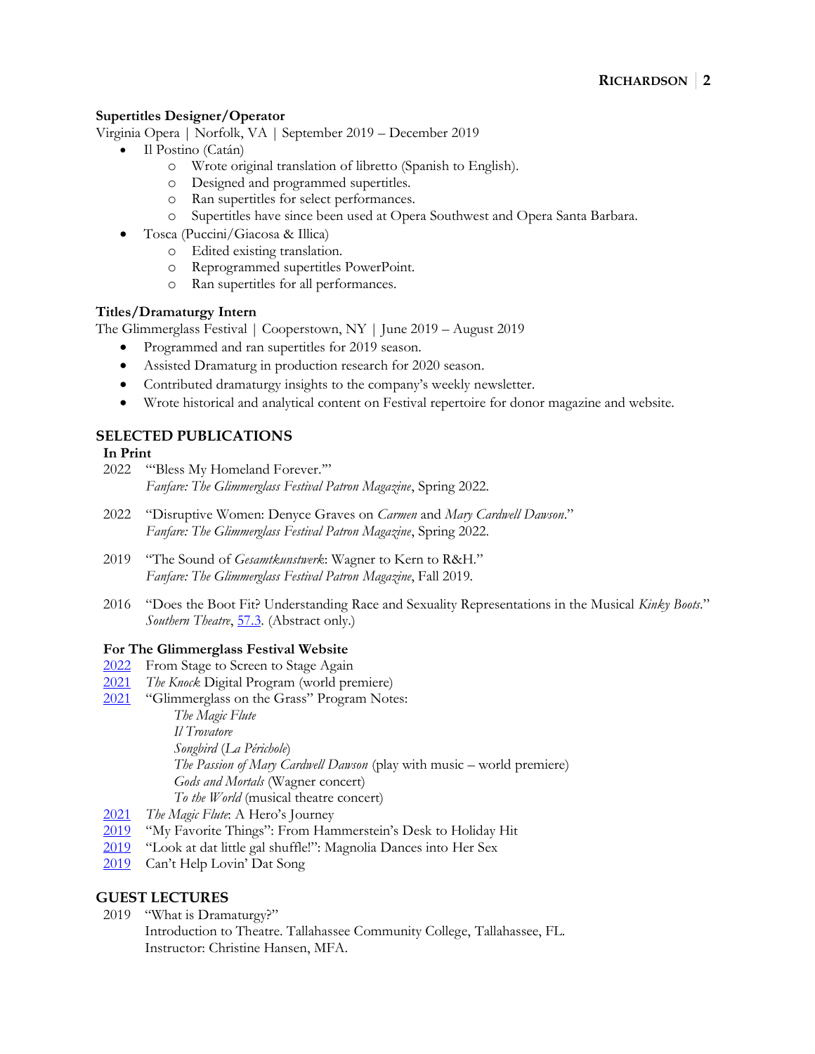**Supertitles Designer/Operator**

Virginia Opera | Norfolk, VA | September 2019 – December 2019

- Il Postino (Catán)
  - Wrote original translation of libretto (Spanish to English).
  - Designed and programmed supertitles.
  - Ran supertitles for select performances.
  - Supertitles have since been used at Opera Southwest and Opera Santa Barbara.
- Tosca (Puccini/Giacosa & Illica)
  - Edited existing translation.
  - Reprogrammed supertitles PowerPoint.
  - Ran supertitles for all performances.

**Titles/Dramaturgy Intern**

The Glimmerglass Festival | Cooperstown, NY | June 2019 – August 2019

- Programmed and ran supertitles for 2019 season.
- Assisted Dramaturg in production research for 2020 season.
- Contributed dramaturgy insights to the company's weekly newsletter.
- Wrote historical and analytical content on Festival repertoire for donor magazine and website.

## SELECTED PUBLICATIONS

### In Print

2022 "'Bless My Homeland Forever.'"
*Fanfare: The Glimmerglass Festival Patron Magazine*, Spring 2022.

2022 "Disruptive Women: Denyce Graves on *Carmen* and *Mary Cardwell Dawson*."
*Fanfare: The Glimmerglass Festival Patron Magazine*, Spring 2022.

2019 "The Sound of *Gesamtkunstwerk*: Wagner to Kern to R&H."
*Fanfare: The Glimmerglass Festival Patron Magazine*, Fall 2019.

2016 "Does the Boot Fit? Understanding Race and Sexuality Representations in the Musical *Kinky Boots*."
*Southern Theatre*, 57.3. (Abstract only.)

### For The Glimmerglass Festival Website

2022 From Stage to Screen to Stage Again
2021 *The Knock* Digital Program (world premiere)
2021 "Glimmerglass on the Grass" Program Notes:
*The Magic Flute*
*Il Trovatore*
*Songbird* (*La Périchole*)
*The Passion of Mary Cardwell Dawson* (play with music – world premiere)
*Gods and Mortals* (Wagner concert)
*To the World* (musical theatre concert)
2021 *The Magic Flute*: A Hero's Journey
2019 "My Favorite Things": From Hammerstein's Desk to Holiday Hit
2019 "Look at dat little gal shuffle!": Magnolia Dances into Her Sex
2019 Can't Help Lovin' Dat Song

## GUEST LECTURES

2019 "What is Dramaturgy?"
Introduction to Theatre. Tallahassee Community College, Tallahassee, FL.
Instructor: Christine Hansen, MFA.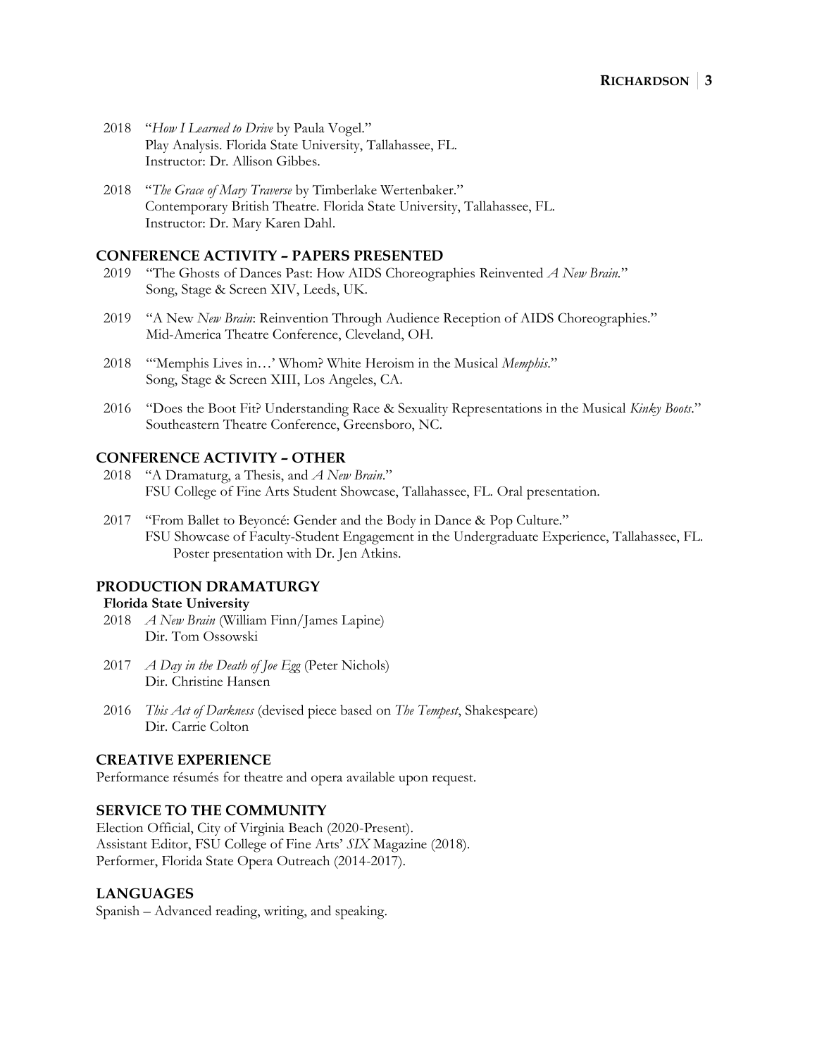2018 "*How I Learned to Drive* by Paula Vogel."
Play Analysis. Florida State University, Tallahassee, FL.
Instructor: Dr. Allison Gibbes.

2018 "*The Grace of Mary Traverse* by Timberlake Wertenbaker."
Contemporary British Theatre. Florida State University, Tallahassee, FL.
Instructor: Dr. Mary Karen Dahl.

## CONFERENCE ACTIVITY – PAPERS PRESENTED

2019 "The Ghosts of Dances Past: How AIDS Choreographies Reinvented *A New Brain*."
Song, Stage & Screen XIV, Leeds, UK.

2019 "A New *New Brain*: Reinvention Through Audience Reception of AIDS Choreographies."
Mid-America Theatre Conference, Cleveland, OH.

2018 "'Memphis Lives in…' Whom? White Heroism in the Musical *Memphis*."
Song, Stage & Screen XIII, Los Angeles, CA.

2016 "Does the Boot Fit? Understanding Race & Sexuality Representations in the Musical *Kinky Boots*."
Southeastern Theatre Conference, Greensboro, NC.

## CONFERENCE ACTIVITY – OTHER

2018 "A Dramaturg, a Thesis, and *A New Brain*."
FSU College of Fine Arts Student Showcase, Tallahassee, FL. Oral presentation.

2017 "From Ballet to Beyoncé: Gender and the Body in Dance & Pop Culture."
FSU Showcase of Faculty-Student Engagement in the Undergraduate Experience, Tallahassee, FL.
Poster presentation with Dr. Jen Atkins.

## PRODUCTION DRAMATURGY

**Florida State University**

2018 *A New Brain* (William Finn/James Lapine)
Dir. Tom Ossowski

2017 *A Day in the Death of Joe Egg* (Peter Nichols)
Dir. Christine Hansen

2016 *This Act of Darkness* (devised piece based on *The Tempest*, Shakespeare)
Dir. Carrie Colton

## CREATIVE EXPERIENCE

Performance résumés for theatre and opera available upon request.

## SERVICE TO THE COMMUNITY

Election Official, City of Virginia Beach (2020-Present).
Assistant Editor, FSU College of Fine Arts' *SIX* Magazine (2018).
Performer, Florida State Opera Outreach (2014-2017).

## LANGUAGES

Spanish – Advanced reading, writing, and speaking.